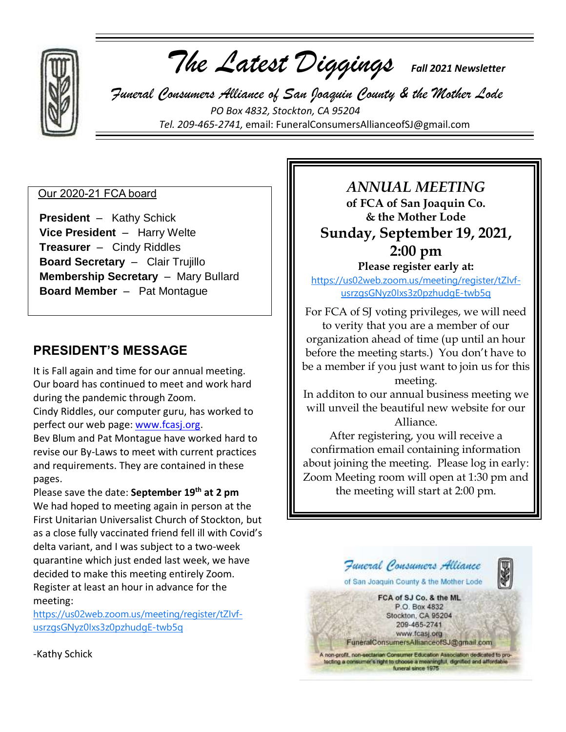# *The Latest Diggings*

*Fall 2021 Newsletter*

## *Funeral Consumers Alliance of San Joaquin County & the Mother Lode*

*PO Box 4832, Stockton, CA 95204*

*Tel. 209-465-2741,* email: FuneralConsumersAllianceofSJ@gmail.com

Our 2020-21 FCA board

**President** – Kathy Schick
**Vice President** – Harry Welte
**Treasurer** – Cindy Riddles
**Board Secretary** – Clair Trujillo
**Membership Secretary** – Mary Bullard
**Board Member** – Pat Montague

## PRESIDENT'S MESSAGE

It is Fall again and time for our annual meeting. Our board has continued to meet and work hard during the pandemic through Zoom.
Cindy Riddles, our computer guru, has worked to perfect our web page: www.fcasj.org.
Bev Blum and Pat Montague have worked hard to revise our By-Laws to meet with current practices and requirements. They are contained in these pages.
Please save the date: **September 19th at 2 pm**
We had hoped to meeting again in person at the First Unitarian Universalist Church of Stockton, but as a close fully vaccinated friend fell ill with Covid's delta variant, and I was subject to a two-week quarantine which just ended last week, we have decided to make this meeting entirely Zoom. Register at least an hour in advance for the meeting:
https://us02web.zoom.us/meeting/register/tZIvf-usrzgsGNyz0Ixs3z0pzhudgE-twb5q

-Kathy Schick

## *ANNUAL MEETING*

**of FCA of San Joaquin Co.**
**& the Mother Lode**

**Sunday, September 19, 2021, 2:00 pm**

**Please register early at:**
https://us02web.zoom.us/meeting/register/tZIvf-usrzgsGNyz0Ixs3z0pzhudgE-twb5q

For FCA of SJ voting privileges, we will need to verity that you are a member of our organization ahead of time (up until an hour before the meeting starts.) You don't have to be a member if you just want to join us for this meeting.
In additon to our annual business meeting we will unveil the beautiful new website for our Alliance.
After registering, you will receive a confirmation email containing information about joining the meeting. Please log in early: Zoom Meeting room will open at 1:30 pm and the meeting will start at 2:00 pm.

*Funeral Consumers Alliance*
of San Joaquin County & the Mother Lode

**FCA of SJ Co. & the ML**
P.O. Box 4832
Stockton, CA 95204
209-465-2741
www.fcasj.org
FuneralConsumersAllianceofSJ@gmail.com

A non-profit, non-sectarian Consumer Education Association dedicated to protecting a consumer's right to choose a meaningful, dignified and affordable funeral since 1975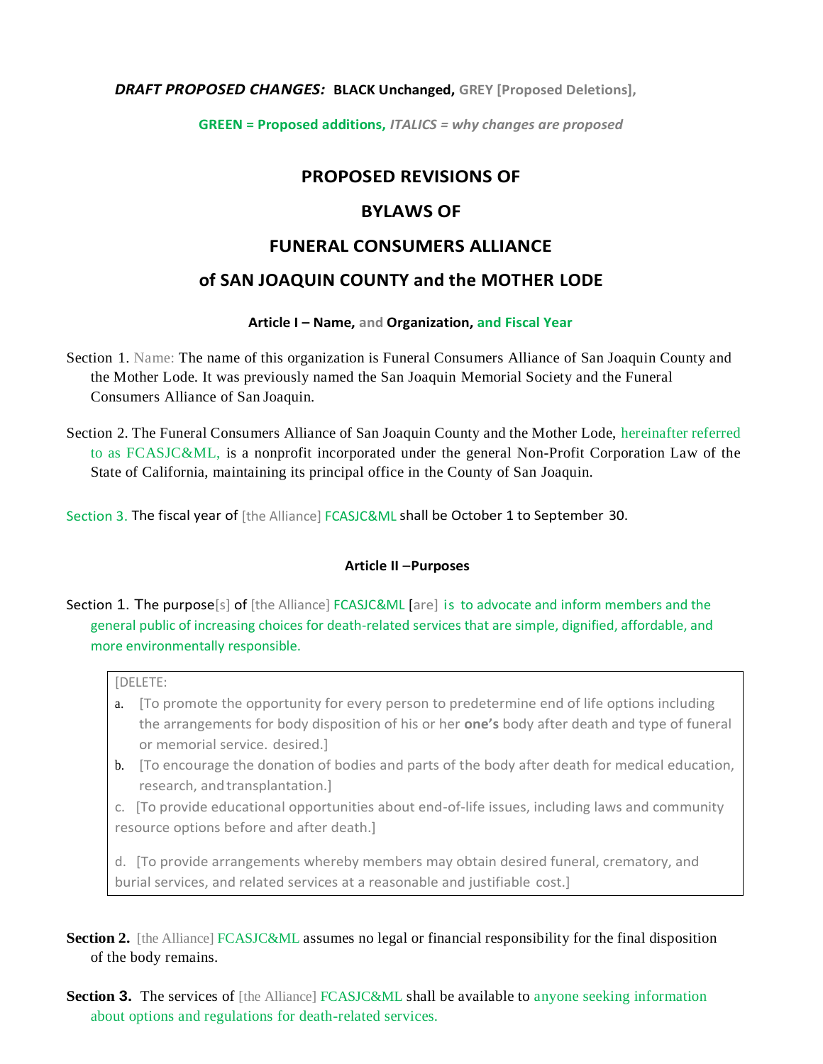*DRAFT PROPOSED CHANGES:* **BLACK Unchanged, GREY [Proposed Deletions],**

**GREEN = Proposed additions,** ***ITALICS = why changes are proposed***

# PROPOSED REVISIONS OF

# BYLAWS OF

# FUNERAL CONSUMERS ALLIANCE

# of SAN JOAQUIN COUNTY and the MOTHER LODE

### Article I – Name, and Organization, and Fiscal Year

Section 1. Name: The name of this organization is Funeral Consumers Alliance of San Joaquin County and the Mother Lode. It was previously named the San Joaquin Memorial Society and the Funeral Consumers Alliance of San Joaquin.

Section 2. The Funeral Consumers Alliance of San Joaquin County and the Mother Lode, hereinafter referred to as FCASJC&ML, is a nonprofit incorporated under the general Non-Profit Corporation Law of the State of California, maintaining its principal office in the County of San Joaquin.

Section 3. The fiscal year of [the Alliance] FCASJC&ML shall be October 1 to September 30.

### Article II –Purposes

Section 1. The purpose[s] of [the Alliance] FCASJC&ML [are] is to advocate and inform members and the general public of increasing choices for death-related services that are simple, dignified, affordable, and more environmentally responsible.

> [DELETE:
>
> a. [To promote the opportunity for every person to predetermine end of life options including the arrangements for body disposition of his or her **one's** body after death and type of funeral or memorial service. desired.]
>
> b. [To encourage the donation of bodies and parts of the body after death for medical education, research, and transplantation.]
>
> c. [To provide educational opportunities about end-of-life issues, including laws and community resource options before and after death.]
>
> d. [To provide arrangements whereby members may obtain desired funeral, crematory, and burial services, and related services at a reasonable and justifiable cost.]

**Section 2.** [the Alliance] FCASJC&ML assumes no legal or financial responsibility for the final disposition of the body remains.

**Section 3.** The services of [the Alliance] FCASJC&ML shall be available to anyone seeking information about options and regulations for death-related services.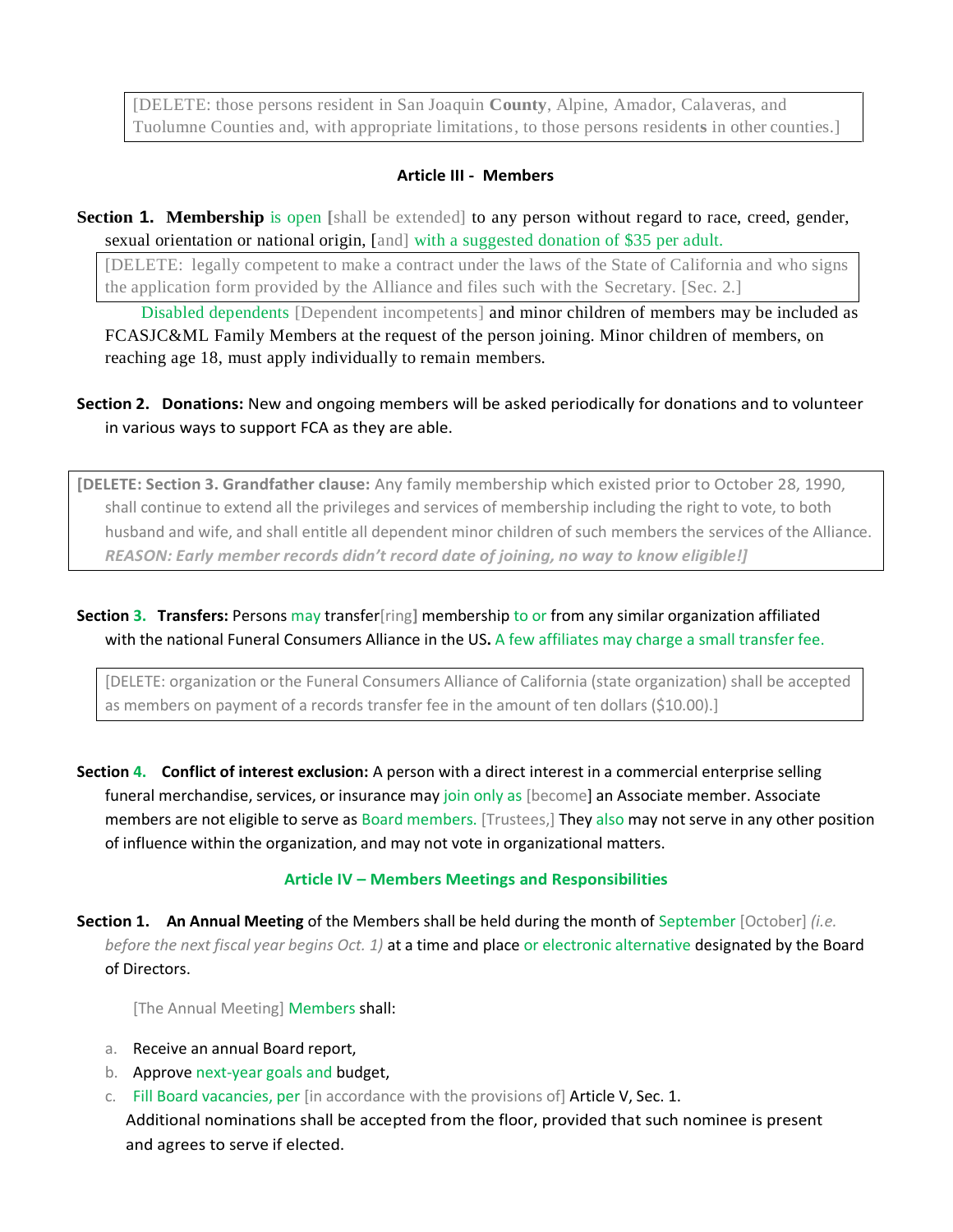[DELETE: those persons resident in San Joaquin **County**, Alpine, Amador, Calaveras, and Tuolumne Counties and, with appropriate limitations, to those persons residents in other counties.]

### Article III - Members

**Section 1. Membership** is open [shall be extended] to any person without regard to race, creed, gender, sexual orientation or national origin, [and] with a suggested donation of $35 per adult.

[DELETE: legally competent to make a contract under the laws of the State of California and who signs the application form provided by the Alliance and files such with the Secretary. [Sec. 2.]

Disabled dependents [Dependent incompetents] and minor children of members may be included as FCASJC&ML Family Members at the request of the person joining. Minor children of members, on reaching age 18, must apply individually to remain members.

**Section 2. Donations:** New and ongoing members will be asked periodically for donations and to volunteer in various ways to support FCA as they are able.

**[DELETE: Section 3. Grandfather clause:** Any family membership which existed prior to October 28, 1990, shall continue to extend all the privileges and services of membership including the right to vote, to both husband and wife, and shall entitle all dependent minor children of such members the services of the Alliance. ***REASON: Early member records didn't record date of joining, no way to know eligible!]***

**Section 3. Transfers:** Persons may transfer[ring] membership to or from any similar organization affiliated with the national Funeral Consumers Alliance in the US**.** A few affiliates may charge a small transfer fee.

[DELETE: organization or the Funeral Consumers Alliance of California (state organization) shall be accepted as members on payment of a records transfer fee in the amount of ten dollars ($10.00).]

**Section 4. Conflict of interest exclusion:** A person with a direct interest in a commercial enterprise selling funeral merchandise, services, or insurance may join only as [become] an Associate member. Associate members are not eligible to serve as Board members. [Trustees,] They also may not serve in any other position of influence within the organization, and may not vote in organizational matters.

### Article IV – Members Meetings and Responsibilities

**Section 1. An Annual Meeting** of the Members shall be held during the month of September [October] *(i.e. before the next fiscal year begins Oct. 1)* at a time and place or electronic alternative designated by the Board of Directors.

[The Annual Meeting] Members shall:

a. Receive an annual Board report,
b. Approve next-year goals and budget,
c. Fill Board vacancies, per [in accordance with the provisions of] Article V, Sec. 1.
   Additional nominations shall be accepted from the floor, provided that such nominee is present and agrees to serve if elected.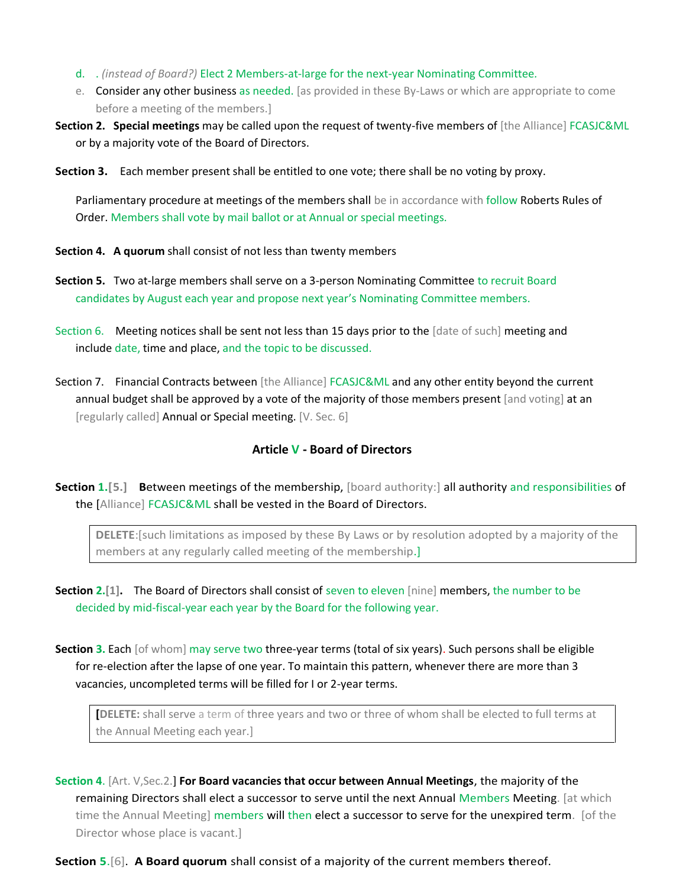d. . *(instead of Board?)* Elect 2 Members-at-large for the next-year Nominating Committee.

e. Consider any other business as needed. [as provided in these By-Laws or which are appropriate to come before a meeting of the members.]

**Section 2. Special meetings** may be called upon the request of twenty-five members of [the Alliance] FCASJC&ML or by a majority vote of the Board of Directors.

**Section 3.** Each member present shall be entitled to one vote; there shall be no voting by proxy.

Parliamentary procedure at meetings of the members shall be in accordance with follow Roberts Rules of Order. Members shall vote by mail ballot or at Annual or special meetings.

**Section 4. A quorum** shall consist of not less than twenty members

**Section 5.** Two at-large members shall serve on a 3-person Nominating Committee to recruit Board candidates by August each year and propose next year's Nominating Committee members.

Section 6. Meeting notices shall be sent not less than 15 days prior to the [date of such] meeting and include date, time and place, and the topic to be discussed.

Section 7. Financial Contracts between [the Alliance] FCASJC&ML and any other entity beyond the current annual budget shall be approved by a vote of the majority of those members present [and voting] at an [regularly called] Annual or Special meeting. [V. Sec. 6]

## Article V - Board of Directors

**Section 1.[5.] B**etween meetings of the membership, [board authority:] all authority and responsibilities of the [Alliance] FCASJC&ML shall be vested in the Board of Directors.

> **DELETE**:[such limitations as imposed by these By Laws or by resolution adopted by a majority of the members at any regularly called meeting of the membership.]

**Section 2.[1].** The Board of Directors shall consist of seven to eleven [nine] members, the number to be decided by mid-fiscal-year each year by the Board for the following year.

**Section 3.** Each [of whom] may serve two three-year terms (total of six years). Such persons shall be eligible for re-election after the lapse of one year. To maintain this pattern, whenever there are more than 3 vacancies, uncompleted terms will be filled for I or 2-year terms.

> **[DELETE:** shall serve a term of three years and two or three of whom shall be elected to full terms at the Annual Meeting each year.]

**Section 4**. [Art. V,Sec.2.] **For Board vacancies that occur between Annual Meetings**, the majority of the remaining Directors shall elect a successor to serve until the next Annual Members Meeting. [at which time the Annual Meeting] members will then elect a successor to serve for the unexpired term. [of the Director whose place is vacant.]

**Section 5**.[6]. **A Board quorum** shall consist of a majority of the current members **t**hereof.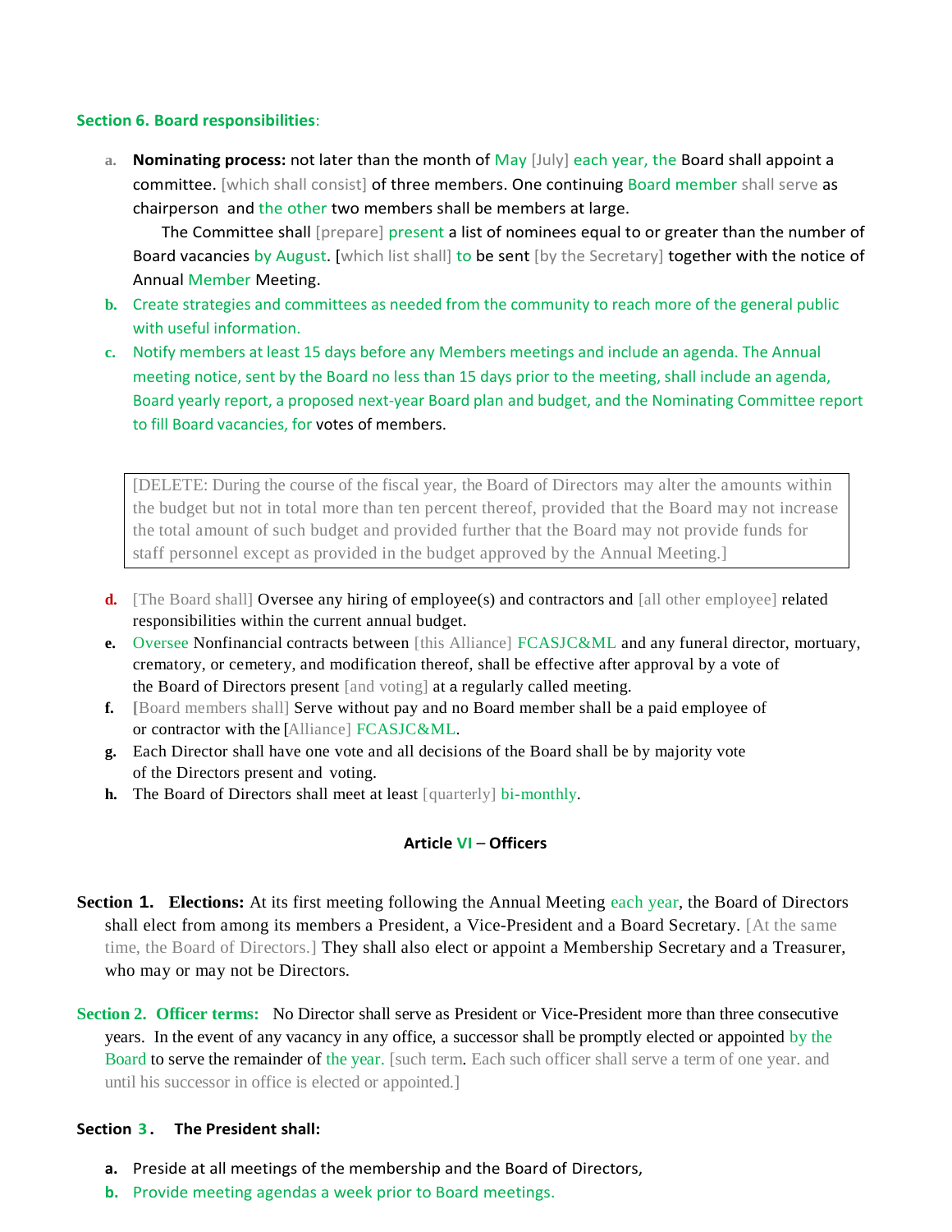**Section 6. Board responsibilities**:

a. **Nominating process:** not later than the month of May [July] each year, the Board shall appoint a committee. [which shall consist] of three members. One continuing Board member shall serve as chairperson and the other two members shall be members at large.
   The Committee shall [prepare] present a list of nominees equal to or greater than the number of Board vacancies by August. [which list shall] to be sent [by the Secretary] together with the notice of Annual Member Meeting.

b. Create strategies and committees as needed from the community to reach more of the general public with useful information.

c. Notify members at least 15 days before any Members meetings and include an agenda. The Annual meeting notice, sent by the Board no less than 15 days prior to the meeting, shall include an agenda, Board yearly report, a proposed next-year Board plan and budget, and the Nominating Committee report to fill Board vacancies, for votes of members.

> [DELETE: During the course of the fiscal year, the Board of Directors may alter the amounts within the budget but not in total more than ten percent thereof, provided that the Board may not increase the total amount of such budget and provided further that the Board may not provide funds for staff personnel except as provided in the budget approved by the Annual Meeting.]

d. [The Board shall] Oversee any hiring of employee(s) and contractors and [all other employee] related responsibilities within the current annual budget.

e. Oversee Nonfinancial contracts between [this Alliance] FCASJC&ML and any funeral director, mortuary, crematory, or cemetery, and modification thereof, shall be effective after approval by a vote of the Board of Directors present [and voting] at a regularly called meeting.

f. [Board members shall] Serve without pay and no Board member shall be a paid employee of or contractor with the [Alliance] FCASJC&ML.

g. Each Director shall have one vote and all decisions of the Board shall be by majority vote of the Directors present and voting.

h. The Board of Directors shall meet at least [quarterly] bi-monthly.

## Article VI – Officers

**Section 1. Elections:** At its first meeting following the Annual Meeting each year, the Board of Directors shall elect from among its members a President, a Vice-President and a Board Secretary. [At the same time, the Board of Directors.] They shall also elect or appoint a Membership Secretary and a Treasurer, who may or may not be Directors.

**Section 2. Officer terms:** No Director shall serve as President or Vice-President more than three consecutive years. In the event of any vacancy in any office, a successor shall be promptly elected or appointed by the Board to serve the remainder of the year. [such term. Each such officer shall serve a term of one year. and until his successor in office is elected or appointed.]

**Section 3. The President shall:**

a. Preside at all meetings of the membership and the Board of Directors,

b. Provide meeting agendas a week prior to Board meetings.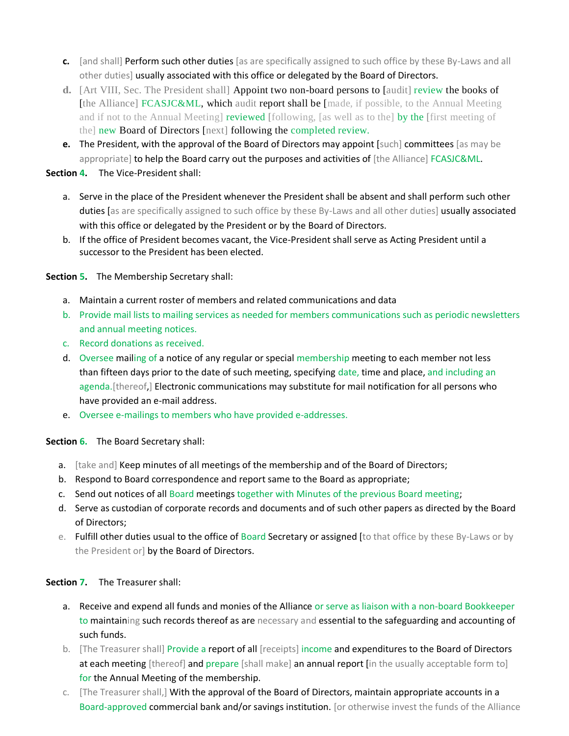c. [and shall] Perform such other duties [as are specifically assigned to such office by these By-Laws and all other duties] usually associated with this office or delegated by the Board of Directors.

d. [Art VIII, Sec. The President shall] Appoint two non-board persons to [audit] review the books of [the Alliance] FCASJC&ML, which audit report shall be [made, if possible, to the Annual Meeting and if not to the Annual Meeting] reviewed [following, [as well as to the] by the [first meeting of the] new Board of Directors [next] following the completed review.

e. The President, with the approval of the Board of Directors may appoint [such] committees [as may be appropriate] to help the Board carry out the purposes and activities of [the Alliance] FCASJC&ML.

**Section 4.** The Vice-President shall:

a. Serve in the place of the President whenever the President shall be absent and shall perform such other duties [as are specifically assigned to such office by these By-Laws and all other duties] usually associated with this office or delegated by the President or by the Board of Directors.

b. If the office of President becomes vacant, the Vice-President shall serve as Acting President until a successor to the President has been elected.

**Section 5.** The Membership Secretary shall:

a. Maintain a current roster of members and related communications and data

b. Provide mail lists to mailing services as needed for members communications such as periodic newsletters and annual meeting notices.

c. Record donations as received.

d. Oversee mailing of a notice of any regular or special membership meeting to each member not less than fifteen days prior to the date of such meeting, specifying date, time and place, and including an agenda.[thereof,] Electronic communications may substitute for mail notification for all persons who have provided an e-mail address.

e. Oversee e-mailings to members who have provided e-addresses.

**Section 6.** The Board Secretary shall:

a. [take and] Keep minutes of all meetings of the membership and of the Board of Directors;

b. Respond to Board correspondence and report same to the Board as appropriate;

c. Send out notices of all Board meetings together with Minutes of the previous Board meeting;

d. Serve as custodian of corporate records and documents and of such other papers as directed by the Board of Directors;

e. Fulfill other duties usual to the office of Board Secretary or assigned [to that office by these By-Laws or by the President or] by the Board of Directors.

**Section 7.** The Treasurer shall:

a. Receive and expend all funds and monies of the Alliance or serve as liaison with a non-board Bookkeeper to maintaining such records thereof as are necessary and essential to the safeguarding and accounting of such funds.

b. [The Treasurer shall] Provide a report of all [receipts] income and expenditures to the Board of Directors at each meeting [thereof] and prepare [shall make] an annual report [in the usually acceptable form to] for the Annual Meeting of the membership.

c. [The Treasurer shall,] With the approval of the Board of Directors, maintain appropriate accounts in a Board-approved commercial bank and/or savings institution. [or otherwise invest the funds of the Alliance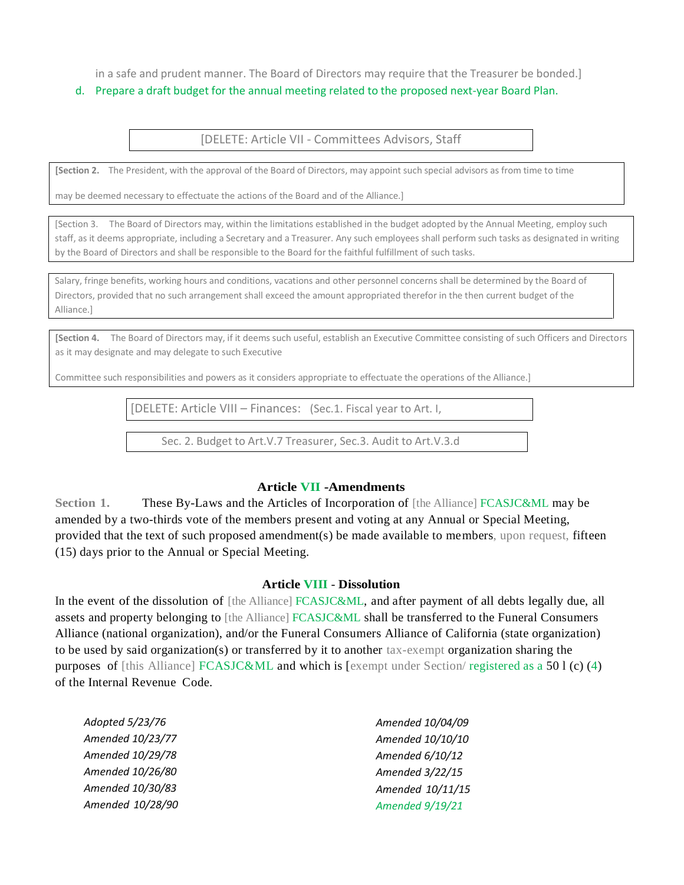in a safe and prudent manner. The Board of Directors may require that the Treasurer be bonded.]

d. Prepare a draft budget for the annual meeting related to the proposed next-year Board Plan.

[DELETE: Article VII - Committees Advisors, Staff

**[Section 2.** The President, with the approval of the Board of Directors, may appoint such special advisors as from time to time may be deemed necessary to effectuate the actions of the Board and of the Alliance.]

[Section 3. The Board of Directors may, within the limitations established in the budget adopted by the Annual Meeting, employ such staff, as it deems appropriate, including a Secretary and a Treasurer. Any such employees shall perform such tasks as designated in writing by the Board of Directors and shall be responsible to the Board for the faithful fulfillment of such tasks.

Salary, fringe benefits, working hours and conditions, vacations and other personnel concerns shall be determined by the Board of Directors, provided that no such arrangement shall exceed the amount appropriated therefor in the then current budget of the Alliance.]

**[Section 4.** The Board of Directors may, if it deems such useful, establish an Executive Committee consisting of such Officers and Directors as it may designate and may delegate to such Executive Committee such responsibilities and powers as it considers appropriate to effectuate the operations of the Alliance.]

[DELETE: Article VIII – Finances: (Sec.1. Fiscal year to Art. I,

Sec. 2. Budget to Art.V.7 Treasurer, Sec.3. Audit to Art.V.3.d

## Article VII -Amendments

**Section 1.** These By-Laws and the Articles of Incorporation of [the Alliance] FCASJC&ML may be amended by a two-thirds vote of the members present and voting at any Annual or Special Meeting, provided that the text of such proposed amendment(s) be made available to members, upon request, fifteen (15) days prior to the Annual or Special Meeting.

## Article VIII - Dissolution

In the event of the dissolution of [the Alliance] FCASJC&ML, and after payment of all debts legally due, all assets and property belonging to [the Alliance] FCASJC&ML shall be transferred to the Funeral Consumers Alliance (national organization), and/or the Funeral Consumers Alliance of California (state organization) to be used by said organization(s) or transferred by it to another tax-exempt organization sharing the purposes of [this Alliance] FCASJC&ML and which is [exempt under Section/ registered as a 50 l (c) (4) of the Internal Revenue Code.

*Adopted 5/23/76*
*Amended 10/23/77*
*Amended 10/29/78*
*Amended 10/26/80*
*Amended 10/30/83*
*Amended 10/28/90*
*Amended 10/04/09*
*Amended 10/10/10*
*Amended 6/10/12*
*Amended 3/22/15*
*Amended 10/11/15*
*Amended 9/19/21*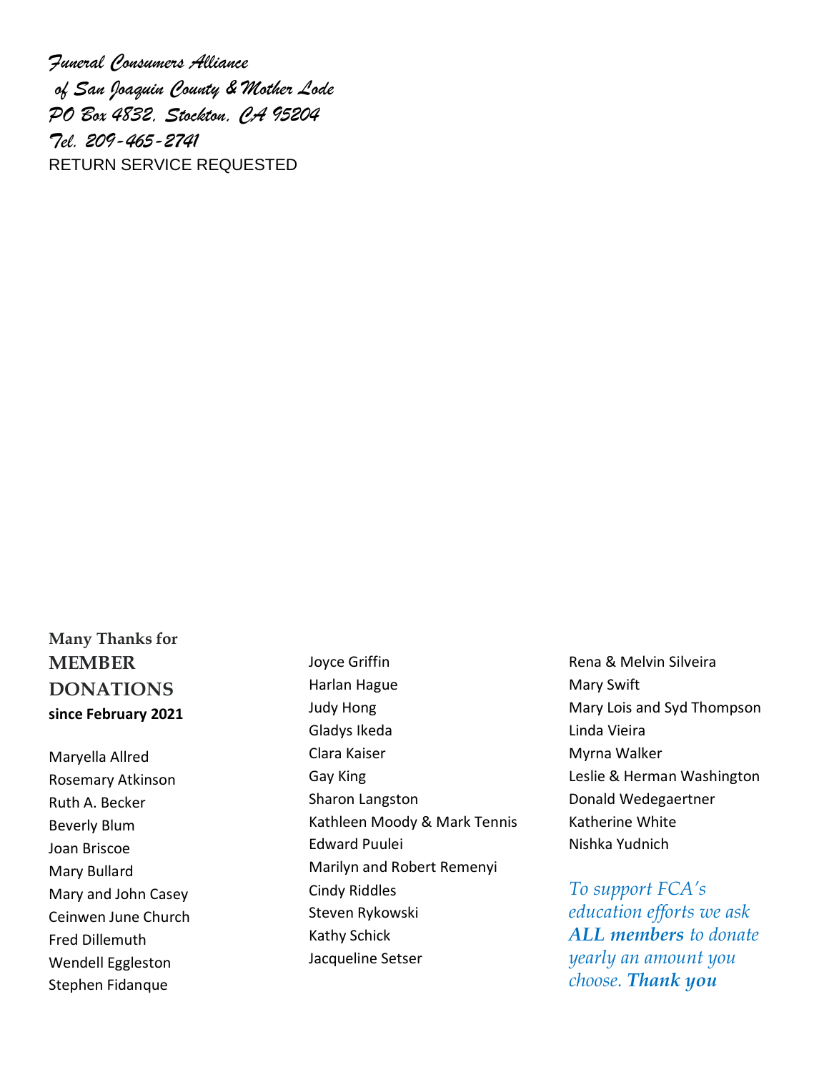*Funeral Consumers Alliance*
*of San Joaquin County & Mother Lode*
*PO Box 4832, Stockton, CA 95204*
*Tel. 209-465-2741*
RETURN SERVICE REQUESTED

**Many Thanks for**
## MEMBER DONATIONS
**since February 2021**

Maryella Allred
Rosemary Atkinson
Ruth A. Becker
Beverly Blum
Joan Briscoe
Mary Bullard
Mary and John Casey
Ceinwen June Church
Fred Dillemuth
Wendell Eggleston
Stephen Fidanque
Joyce Griffin
Harlan Hague
Judy Hong
Gladys Ikeda
Clara Kaiser
Gay King
Sharon Langston
Kathleen Moody & Mark Tennis
Edward Puulei
Marilyn and Robert Remenyi
Cindy Riddles
Steven Rykowski
Kathy Schick
Jacqueline Setser
Rena & Melvin Silveira
Mary Swift
Mary Lois and Syd Thompson
Linda Vieira
Myrna Walker
Leslie & Herman Washington
Donald Wedegaertner
Katherine White
Nishka Yudnich

*To support FCA's education efforts we ask **ALL members** to donate yearly an amount you choose. **Thank you***